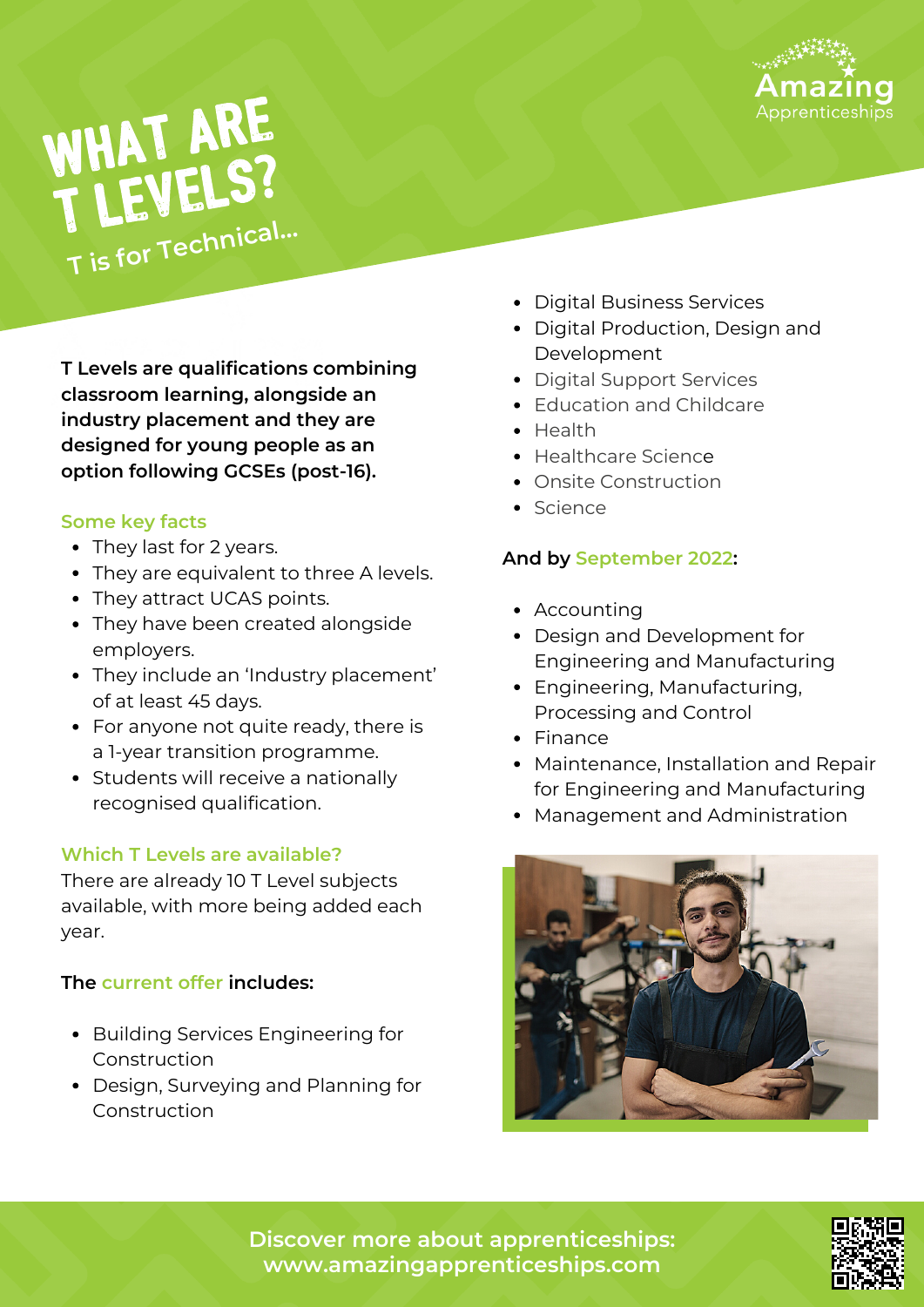# WHAT ARE T LEVELS?

## T is for Technical...

Amazing Apprenticeships

**T Levels are qualifications combining classroom learning, alongside an industry placement and they are designed for young people as an option following GCSEs (post-16).**

### Some key facts

- They last for 2 years.
- They are equivalent to three A levels.
- They attract UCAS points.
- They have been created alongside employers.
- They include an 'Industry placement' of at least 45 days.
- For anyone not quite ready, there is a 1-year transition programme.
- Students will receive a nationally recognised qualification.

### Which T Levels are available?

There are already 10 T Level subjects available, with more being added each year.

**The current offer includes:**

- Building Services Engineering for Construction
- Design, Surveying and Planning for Construction
- Digital Business Services
- Digital Production, Design and Development
- Digital Support Services
- Education and Childcare
- Health
- Healthcare Science
- Onsite Construction
- Science

**And by September 2022:**

- Accounting
- Design and Development for Engineering and Manufacturing
- Engineering, Manufacturing, Processing and Control
- Finance
- Maintenance, Installation and Repair for Engineering and Manufacturing
- Management and Administration

**Discover more about apprenticeships: www.amazingapprenticeships.com**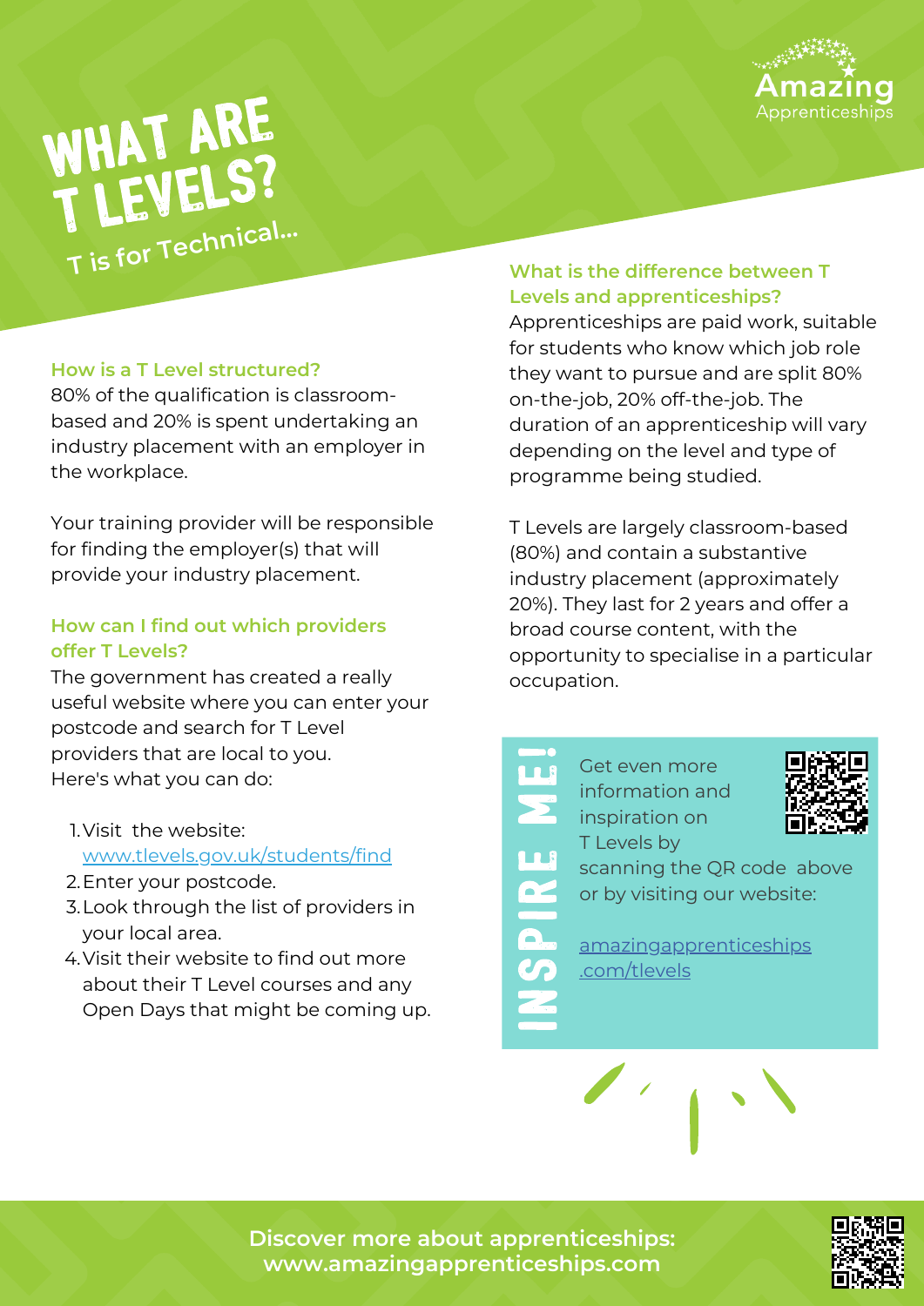# WHAT ARE T LEVELS?

T is for Technical...

Amazing Apprenticeships

### How is a T Level structured?

80% of the qualification is classroom-based and 20% is spent undertaking an industry placement with an employer in the workplace.

Your training provider will be responsible for finding the employer(s) that will provide your industry placement.

### How can I find out which providers offer T Levels?

The government has created a really useful website where you can enter your postcode and search for T Level providers that are local to you.
Here's what you can do:

1. Visit the website: www.tlevels.gov.uk/students/find
2. Enter your postcode.
3. Look through the list of providers in your local area.
4. Visit their website to find out more about their T Level courses and any Open Days that might be coming up.

### What is the difference between T Levels and apprenticeships?

Apprenticeships are paid work, suitable for students who know which job role they want to pursue and are split 80% on-the-job, 20% off-the-job. The duration of an apprenticeship will vary depending on the level and type of programme being studied.

T Levels are largely classroom-based (80%) and contain a substantive industry placement (approximately 20%). They last for 2 years and offer a broad course content, with the opportunity to specialise in a particular occupation.

**INSPIRE ME!**

Get even more information and inspiration on T Levels by scanning the QR code above or by visiting our website:

amazingapprenticeships.com/tlevels

**Discover more about apprenticeships: www.amazingapprenticeships.com**